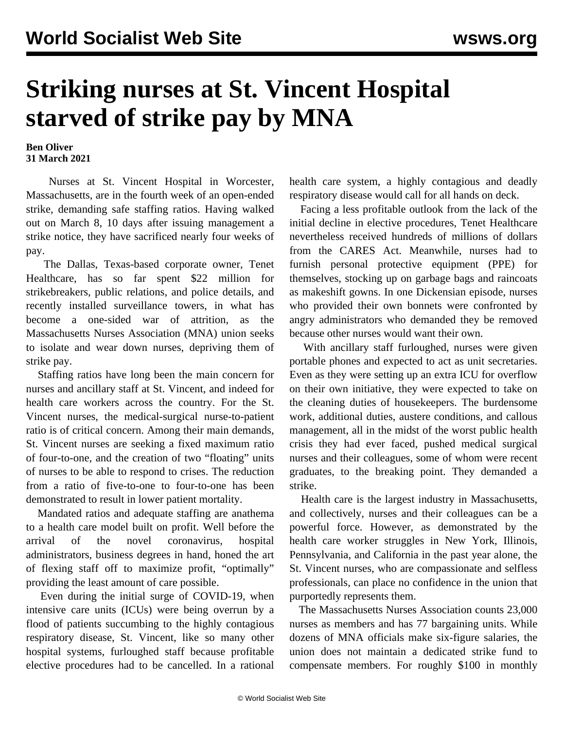# Striking nurses at St. Vincent Hospital starved of strike pay by MNA

**Ben Oliver**
**31 March 2021**

Nurses at St. Vincent Hospital in Worcester, Massachusetts, are in the fourth week of an open-ended strike, demanding safe staffing ratios. Having walked out on March 8, 10 days after issuing management a strike notice, they have sacrificed nearly four weeks of pay.

The Dallas, Texas-based corporate owner, Tenet Healthcare, has so far spent $22 million for strikebreakers, public relations, and police details, and recently installed surveillance towers, in what has become a one-sided war of attrition, as the Massachusetts Nurses Association (MNA) union seeks to isolate and wear down nurses, depriving them of strike pay.

Staffing ratios have long been the main concern for nurses and ancillary staff at St. Vincent, and indeed for health care workers across the country. For the St. Vincent nurses, the medical-surgical nurse-to-patient ratio is of critical concern. Among their main demands, St. Vincent nurses are seeking a fixed maximum ratio of four-to-one, and the creation of two "floating" units of nurses to be able to respond to crises. The reduction from a ratio of five-to-one to four-to-one has been demonstrated to result in lower patient mortality.

Mandated ratios and adequate staffing are anathema to a health care model built on profit. Well before the arrival of the novel coronavirus, hospital administrators, business degrees in hand, honed the art of flexing staff off to maximize profit, "optimally" providing the least amount of care possible.

Even during the initial surge of COVID-19, when intensive care units (ICUs) were being overrun by a flood of patients succumbing to the highly contagious respiratory disease, St. Vincent, like so many other hospital systems, furloughed staff because profitable elective procedures had to be cancelled. In a rational health care system, a highly contagious and deadly respiratory disease would call for all hands on deck.

Facing a less profitable outlook from the lack of the initial decline in elective procedures, Tenet Healthcare nevertheless received hundreds of millions of dollars from the CARES Act. Meanwhile, nurses had to furnish personal protective equipment (PPE) for themselves, stocking up on garbage bags and raincoats as makeshift gowns. In one Dickensian episode, nurses who provided their own bonnets were confronted by angry administrators who demanded they be removed because other nurses would want their own.

With ancillary staff furloughed, nurses were given portable phones and expected to act as unit secretaries. Even as they were setting up an extra ICU for overflow on their own initiative, they were expected to take on the cleaning duties of housekeepers. The burdensome work, additional duties, austere conditions, and callous management, all in the midst of the worst public health crisis they had ever faced, pushed medical surgical nurses and their colleagues, some of whom were recent graduates, to the breaking point. They demanded a strike.

Health care is the largest industry in Massachusetts, and collectively, nurses and their colleagues can be a powerful force. However, as demonstrated by the health care worker struggles in New York, Illinois, Pennsylvania, and California in the past year alone, the St. Vincent nurses, who are compassionate and selfless professionals, can place no confidence in the union that purportedly represents them.

The Massachusetts Nurses Association counts 23,000 nurses as members and has 77 bargaining units. While dozens of MNA officials make six-figure salaries, the union does not maintain a dedicated strike fund to compensate members. For roughly $100 in monthly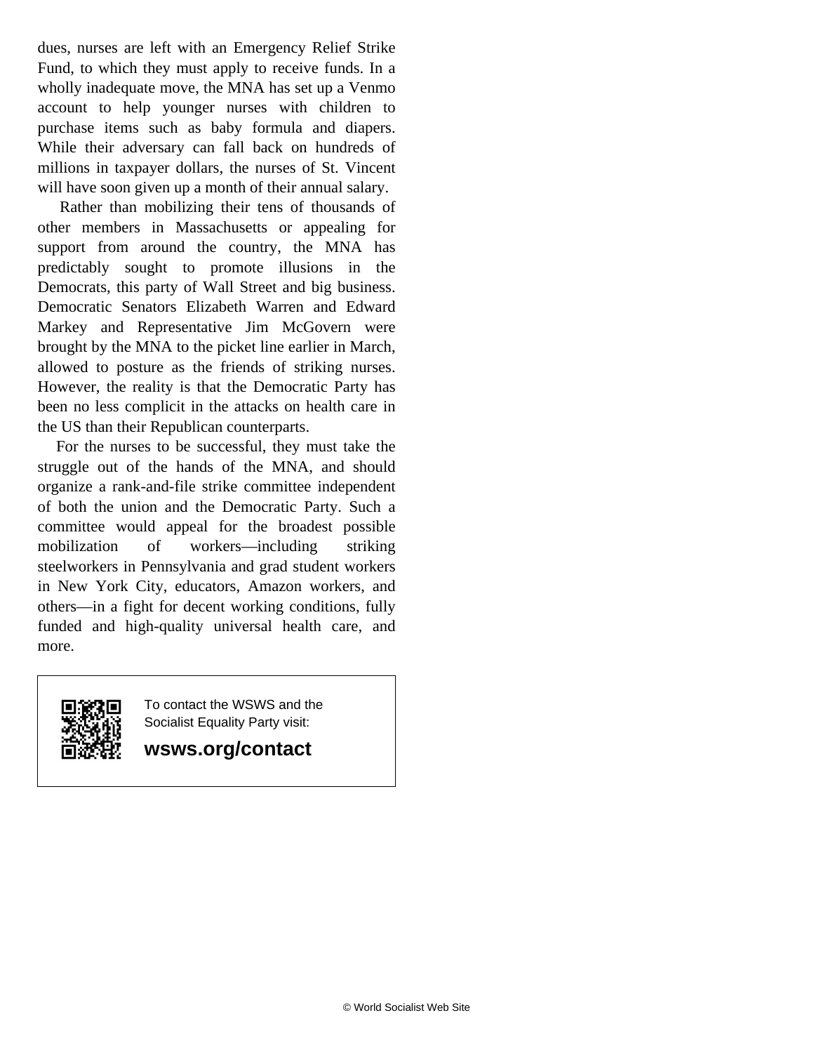dues, nurses are left with an Emergency Relief Strike Fund, to which they must apply to receive funds. In a wholly inadequate move, the MNA has set up a Venmo account to help younger nurses with children to purchase items such as baby formula and diapers. While their adversary can fall back on hundreds of millions in taxpayer dollars, the nurses of St. Vincent will have soon given up a month of their annual salary.

Rather than mobilizing their tens of thousands of other members in Massachusetts or appealing for support from around the country, the MNA has predictably sought to promote illusions in the Democrats, this party of Wall Street and big business. Democratic Senators Elizabeth Warren and Edward Markey and Representative Jim McGovern were brought by the MNA to the picket line earlier in March, allowed to posture as the friends of striking nurses. However, the reality is that the Democratic Party has been no less complicit in the attacks on health care in the US than their Republican counterparts.

For the nurses to be successful, they must take the struggle out of the hands of the MNA, and should organize a rank-and-file strike committee independent of both the union and the Democratic Party. Such a committee would appeal for the broadest possible mobilization of workers—including striking steelworkers in Pennsylvania and grad student workers in New York City, educators, Amazon workers, and others—in a fight for decent working conditions, fully funded and high-quality universal health care, and more.

To contact the WSWS and the Socialist Equality Party visit:

**wsws.org/contact**